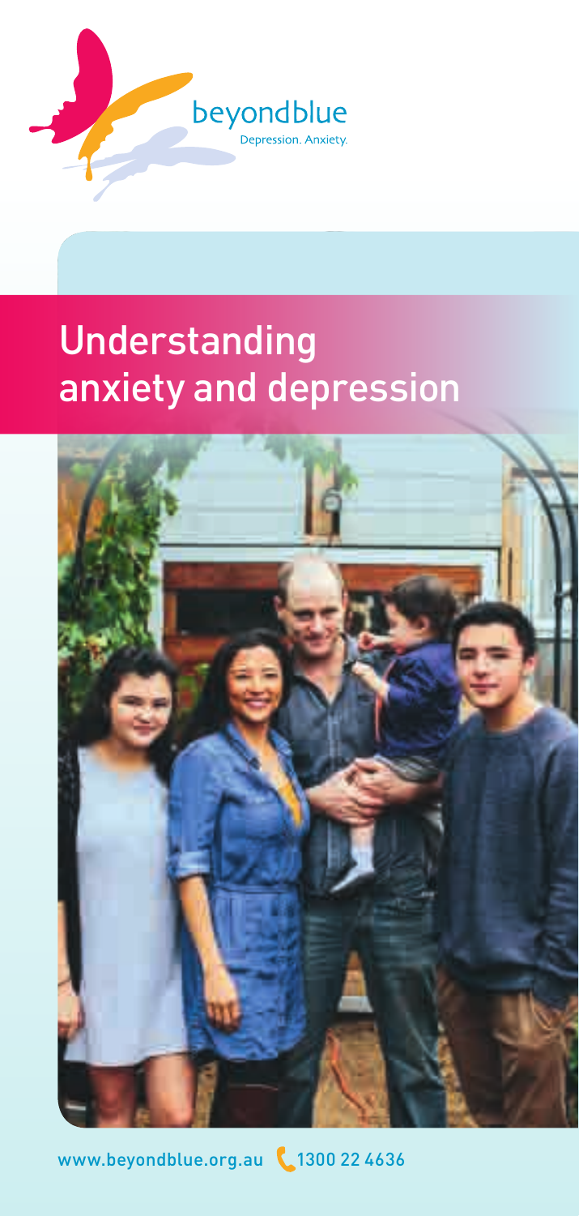beyondblue

Depression. Anxiety.

# Understanding anxiety and depression

www.beyondblue.org.au 1300 22 4636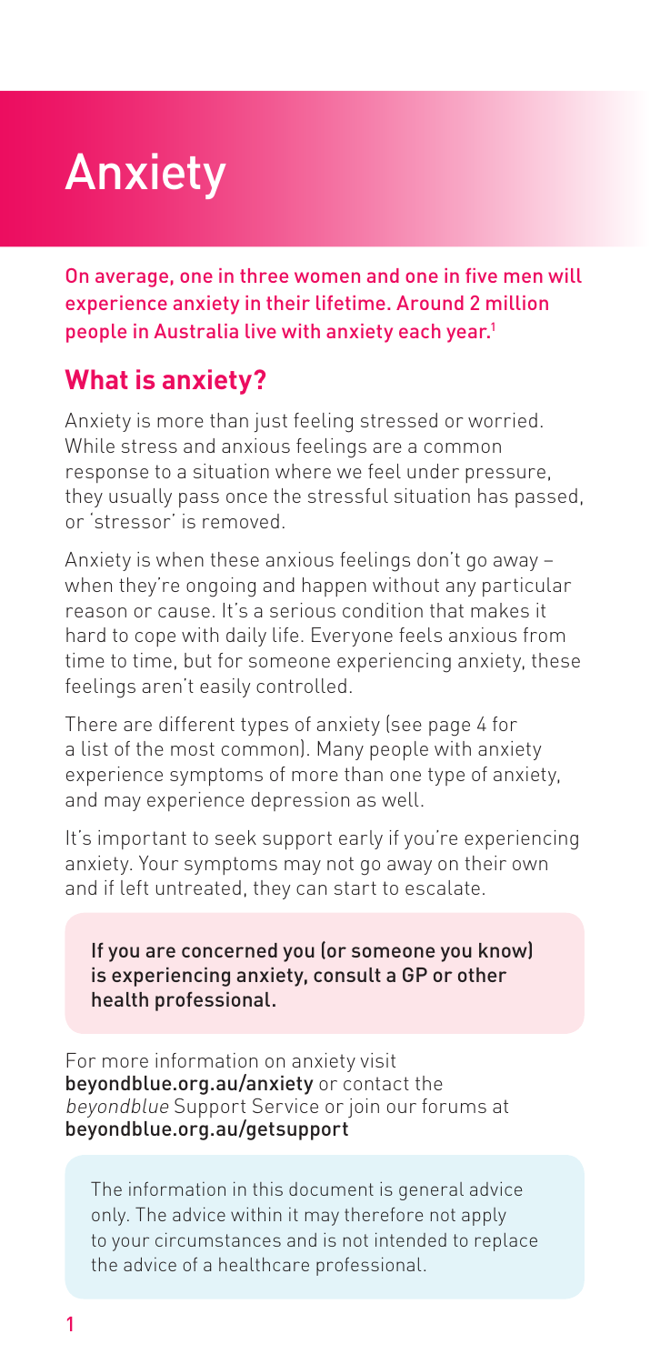# Anxiety

On average, one in three women and one in five men will experience anxiety in their lifetime. Around 2 million people in Australia live with anxiety each year.[1]

## What is anxiety?

Anxiety is more than just feeling stressed or worried. While stress and anxious feelings are a common response to a situation where we feel under pressure, they usually pass once the stressful situation has passed, or 'stressor' is removed.

Anxiety is when these anxious feelings don't go away – when they're ongoing and happen without any particular reason or cause. It's a serious condition that makes it hard to cope with daily life. Everyone feels anxious from time to time, but for someone experiencing anxiety, these feelings aren't easily controlled.

There are different types of anxiety (see page 4 for a list of the most common). Many people with anxiety experience symptoms of more than one type of anxiety, and may experience depression as well.

It's important to seek support early if you're experiencing anxiety. Your symptoms may not go away on their own and if left untreated, they can start to escalate.

If you are concerned you (or someone you know) is experiencing anxiety, consult a GP or other health professional.

For more information on anxiety visit **beyondblue.org.au/anxiety** or contact the *beyondblue* Support Service or join our forums at **beyondblue.org.au/getsupport**

The information in this document is general advice only. The advice within it may therefore not apply to your circumstances and is not intended to replace the advice of a healthcare professional.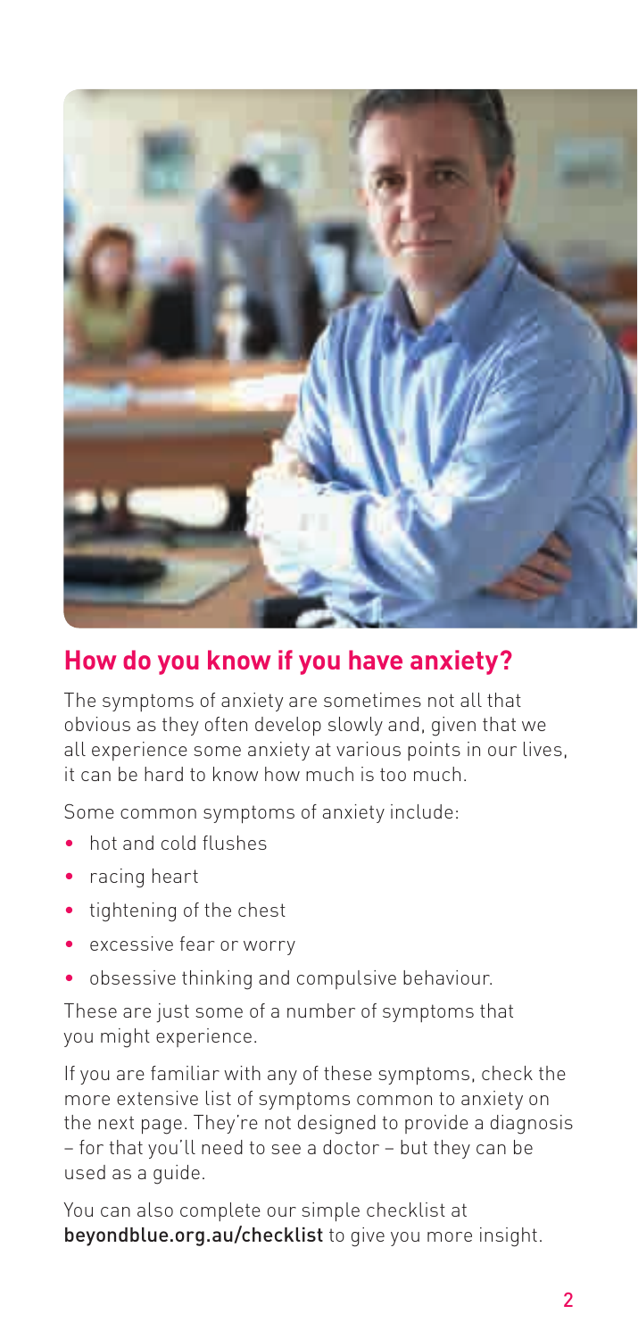## How do you know if you have anxiety?

The symptoms of anxiety are sometimes not all that obvious as they often develop slowly and, given that we all experience some anxiety at various points in our lives, it can be hard to know how much is too much.

Some common symptoms of anxiety include:

- hot and cold flushes
- racing heart
- tightening of the chest
- excessive fear or worry
- obsessive thinking and compulsive behaviour.

These are just some of a number of symptoms that you might experience.

If you are familiar with any of these symptoms, check the more extensive list of symptoms common to anxiety on the next page. They're not designed to provide a diagnosis – for that you'll need to see a doctor – but they can be used as a guide.

You can also complete our simple checklist at **beyondblue.org.au/checklist** to give you more insight.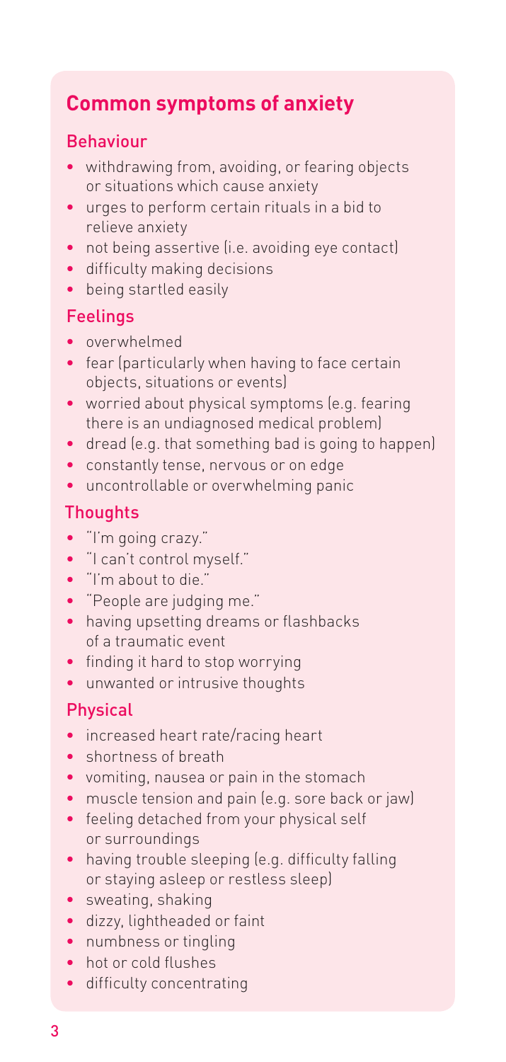## Common symptoms of anxiety

### Behaviour

- withdrawing from, avoiding, or fearing objects or situations which cause anxiety
- urges to perform certain rituals in a bid to relieve anxiety
- not being assertive (i.e. avoiding eye contact)
- difficulty making decisions
- being startled easily

### Feelings

- overwhelmed
- fear (particularly when having to face certain objects, situations or events)
- worried about physical symptoms (e.g. fearing there is an undiagnosed medical problem)
- dread (e.g. that something bad is going to happen)
- constantly tense, nervous or on edge
- uncontrollable or overwhelming panic

### Thoughts

- "I'm going crazy."
- "I can't control myself."
- "I'm about to die."
- "People are judging me."
- having upsetting dreams or flashbacks of a traumatic event
- finding it hard to stop worrying
- unwanted or intrusive thoughts

### Physical

- increased heart rate/racing heart
- shortness of breath
- vomiting, nausea or pain in the stomach
- muscle tension and pain (e.g. sore back or jaw)
- feeling detached from your physical self or surroundings
- having trouble sleeping (e.g. difficulty falling or staying asleep or restless sleep)
- sweating, shaking
- dizzy, lightheaded or faint
- numbness or tingling
- hot or cold flushes
- difficulty concentrating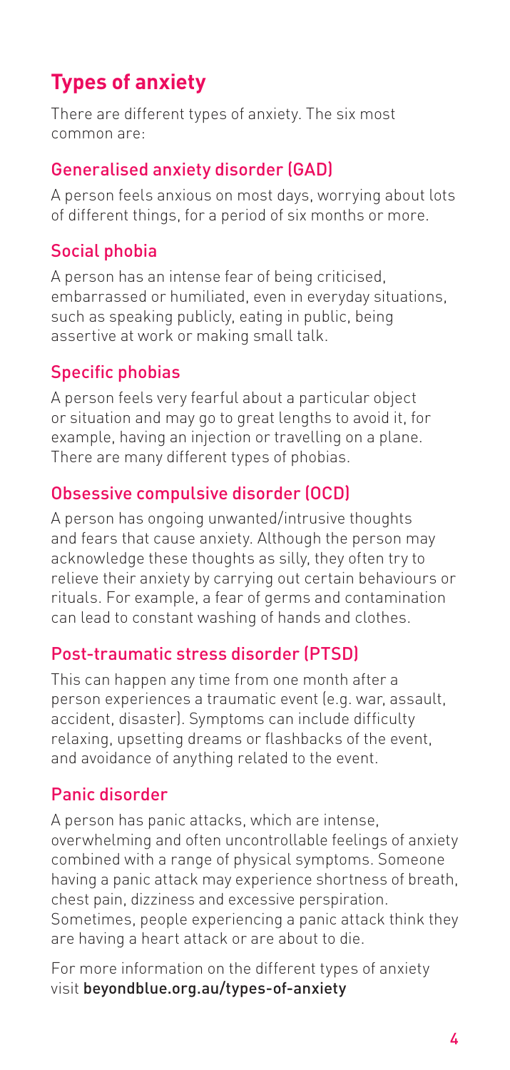## Types of anxiety

There are different types of anxiety. The six most common are:

### Generalised anxiety disorder (GAD)

A person feels anxious on most days, worrying about lots of different things, for a period of six months or more.

### Social phobia

A person has an intense fear of being criticised, embarrassed or humiliated, even in everyday situations, such as speaking publicly, eating in public, being assertive at work or making small talk.

### Specific phobias

A person feels very fearful about a particular object or situation and may go to great lengths to avoid it, for example, having an injection or travelling on a plane. There are many different types of phobias.

### Obsessive compulsive disorder (OCD)

A person has ongoing unwanted/intrusive thoughts and fears that cause anxiety. Although the person may acknowledge these thoughts as silly, they often try to relieve their anxiety by carrying out certain behaviours or rituals. For example, a fear of germs and contamination can lead to constant washing of hands and clothes.

### Post-traumatic stress disorder (PTSD)

This can happen any time from one month after a person experiences a traumatic event (e.g. war, assault, accident, disaster). Symptoms can include difficulty relaxing, upsetting dreams or flashbacks of the event, and avoidance of anything related to the event.

### Panic disorder

A person has panic attacks, which are intense, overwhelming and often uncontrollable feelings of anxiety combined with a range of physical symptoms. Someone having a panic attack may experience shortness of breath, chest pain, dizziness and excessive perspiration. Sometimes, people experiencing a panic attack think they are having a heart attack or are about to die.

For more information on the different types of anxiety visit **beyondblue.org.au/types-of-anxiety**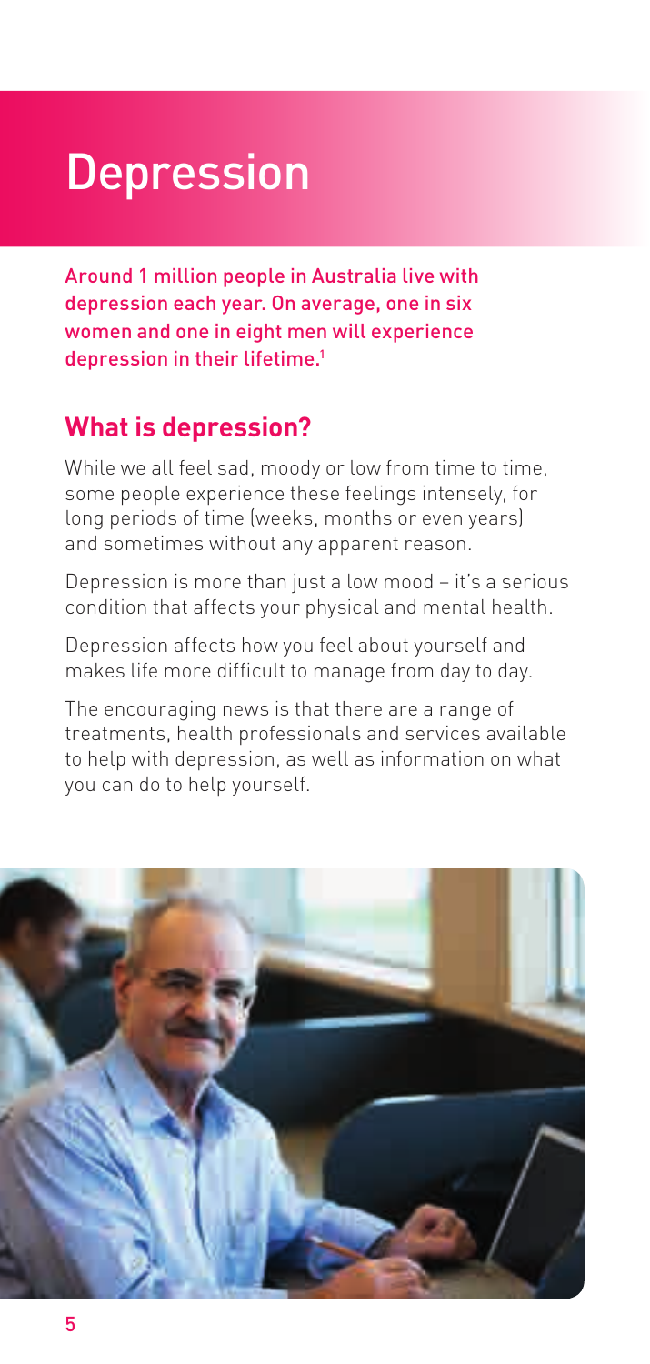# Depression

Around 1 million people in Australia live with depression each year. On average, one in six women and one in eight men will experience depression in their lifetime.[1]

## What is depression?

While we all feel sad, moody or low from time to time, some people experience these feelings intensely, for long periods of time (weeks, months or even years) and sometimes without any apparent reason.

Depression is more than just a low mood – it's a serious condition that affects your physical and mental health.

Depression affects how you feel about yourself and makes life more difficult to manage from day to day.

The encouraging news is that there are a range of treatments, health professionals and services available to help with depression, as well as information on what you can do to help yourself.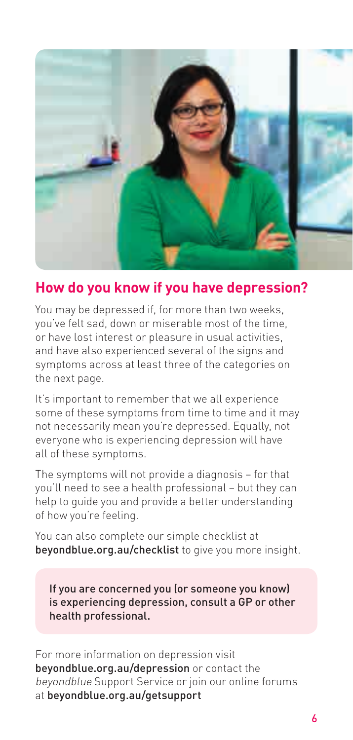## How do you know if you have depression?

You may be depressed if, for more than two weeks, you've felt sad, down or miserable most of the time, or have lost interest or pleasure in usual activities, and have also experienced several of the signs and symptoms across at least three of the categories on the next page.

It's important to remember that we all experience some of these symptoms from time to time and it may not necessarily mean you're depressed. Equally, not everyone who is experiencing depression will have all of these symptoms.

The symptoms will not provide a diagnosis – for that you'll need to see a health professional – but they can help to guide you and provide a better understanding of how you're feeling.

You can also complete our simple checklist at **beyondblue.org.au/checklist** to give you more insight.

If you are concerned you (or someone you know) is experiencing depression, consult a GP or other health professional.

For more information on depression visit **beyondblue.org.au/depression** or contact the *beyondblue* Support Service or join our online forums at **beyondblue.org.au/getsupport**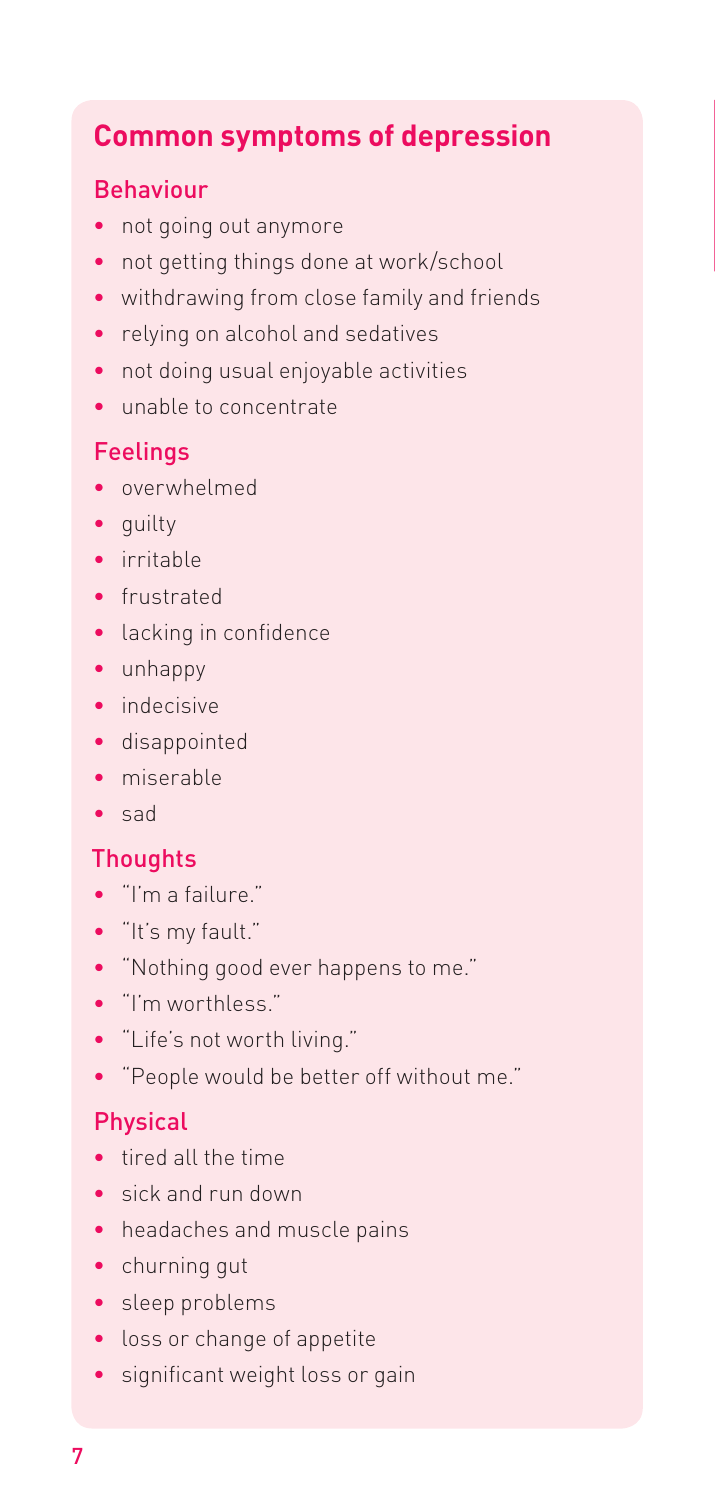## Common symptoms of depression

### Behaviour

- not going out anymore
- not getting things done at work/school
- withdrawing from close family and friends
- relying on alcohol and sedatives
- not doing usual enjoyable activities
- unable to concentrate

### Feelings

- overwhelmed
- guilty
- irritable
- frustrated
- lacking in confidence
- unhappy
- indecisive
- disappointed
- miserable
- sad

### Thoughts

- "I'm a failure."
- "It's my fault."
- "Nothing good ever happens to me."
- "I'm worthless."
- "Life's not worth living."
- "People would be better off without me."

### Physical

- tired all the time
- sick and run down
- headaches and muscle pains
- churning gut
- sleep problems
- loss or change of appetite
- significant weight loss or gain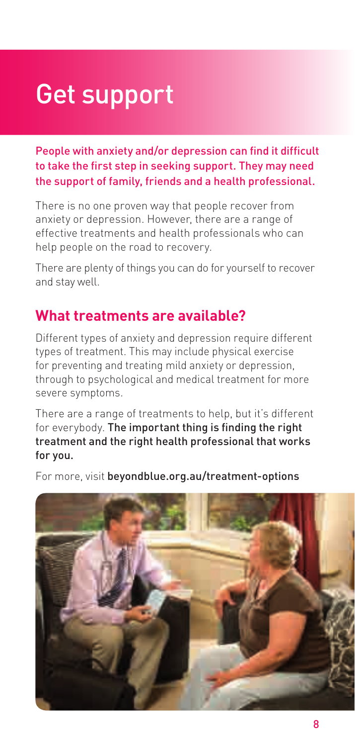# Get support

**People with anxiety and/or depression can find it difficult to take the first step in seeking support. They may need the support of family, friends and a health professional.**

There is no one proven way that people recover from anxiety or depression. However, there are a range of effective treatments and health professionals who can help people on the road to recovery.

There are plenty of things you can do for yourself to recover and stay well.

## What treatments are available?

Different types of anxiety and depression require different types of treatment. This may include physical exercise for preventing and treating mild anxiety or depression, through to psychological and medical treatment for more severe symptoms.

There are a range of treatments to help, but it's different for everybody. **The important thing is finding the right treatment and the right health professional that works for you.**

For more, visit **beyondblue.org.au/treatment-options**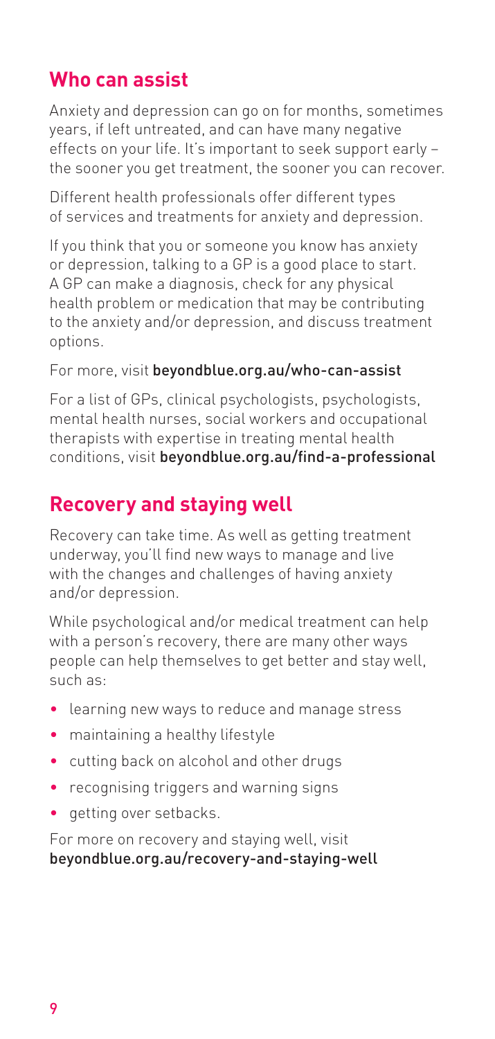## Who can assist

Anxiety and depression can go on for months, sometimes years, if left untreated, and can have many negative effects on your life. It's important to seek support early – the sooner you get treatment, the sooner you can recover.

Different health professionals offer different types of services and treatments for anxiety and depression.

If you think that you or someone you know has anxiety or depression, talking to a GP is a good place to start. A GP can make a diagnosis, check for any physical health problem or medication that may be contributing to the anxiety and/or depression, and discuss treatment options.

For more, visit **beyondblue.org.au/who-can-assist**

For a list of GPs, clinical psychologists, psychologists, mental health nurses, social workers and occupational therapists with expertise in treating mental health conditions, visit **beyondblue.org.au/find-a-professional**

## Recovery and staying well

Recovery can take time. As well as getting treatment underway, you'll find new ways to manage and live with the changes and challenges of having anxiety and/or depression.

While psychological and/or medical treatment can help with a person's recovery, there are many other ways people can help themselves to get better and stay well, such as:

- learning new ways to reduce and manage stress
- maintaining a healthy lifestyle
- cutting back on alcohol and other drugs
- recognising triggers and warning signs
- getting over setbacks.

For more on recovery and staying well, visit **beyondblue.org.au/recovery-and-staying-well**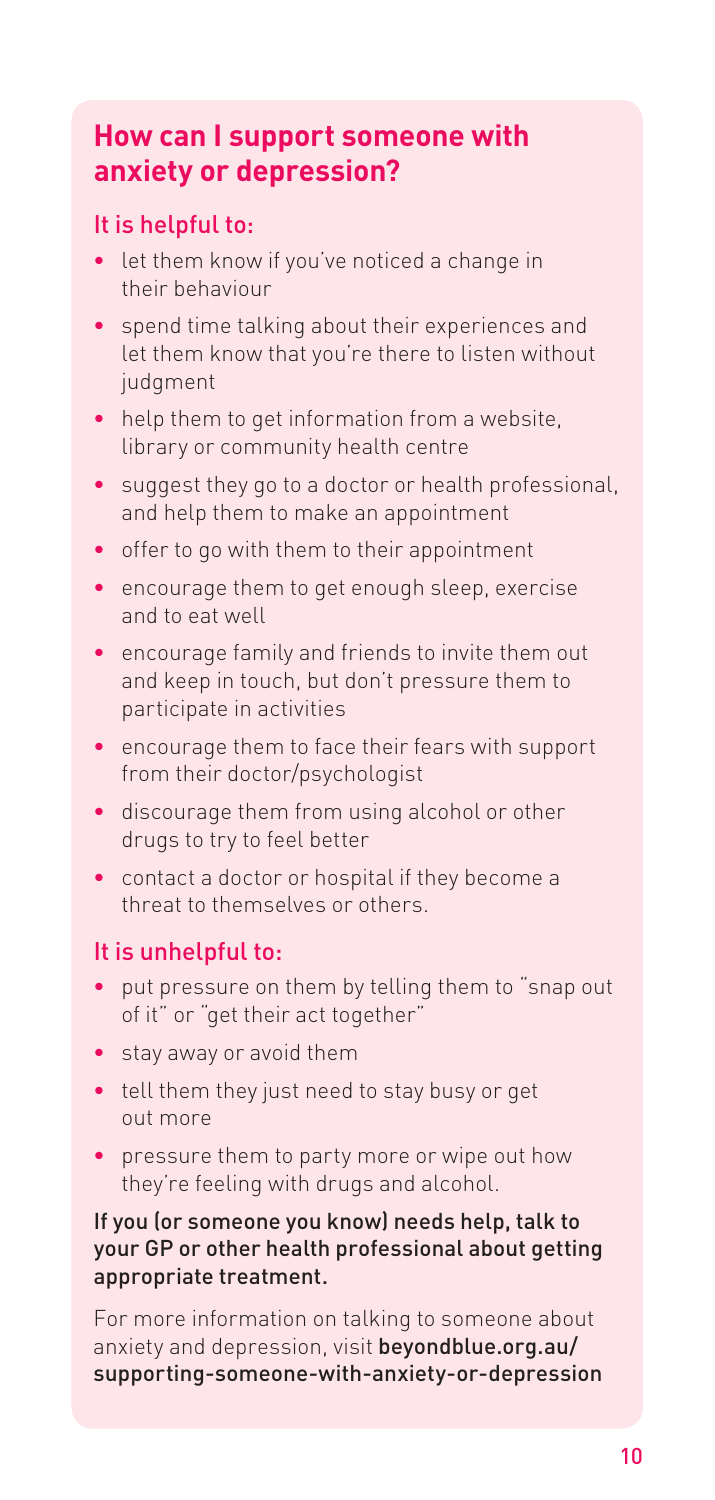## How can I support someone with anxiety or depression?

### It is helpful to:

- let them know if you've noticed a change in their behaviour
- spend time talking about their experiences and let them know that you're there to listen without judgment
- help them to get information from a website, library or community health centre
- suggest they go to a doctor or health professional, and help them to make an appointment
- offer to go with them to their appointment
- encourage them to get enough sleep, exercise and to eat well
- encourage family and friends to invite them out and keep in touch, but don't pressure them to participate in activities
- encourage them to face their fears with support from their doctor/psychologist
- discourage them from using alcohol or other drugs to try to feel better
- contact a doctor or hospital if they become a threat to themselves or others.

### It is unhelpful to:

- put pressure on them by telling them to "snap out of it" or "get their act together"
- stay away or avoid them
- tell them they just need to stay busy or get out more
- pressure them to party more or wipe out how they're feeling with drugs and alcohol.

**If you (or someone you know) needs help, talk to your GP or other health professional about getting appropriate treatment.**

For more information on talking to someone about anxiety and depression, visit **beyondblue.org.au/supporting-someone-with-anxiety-or-depression**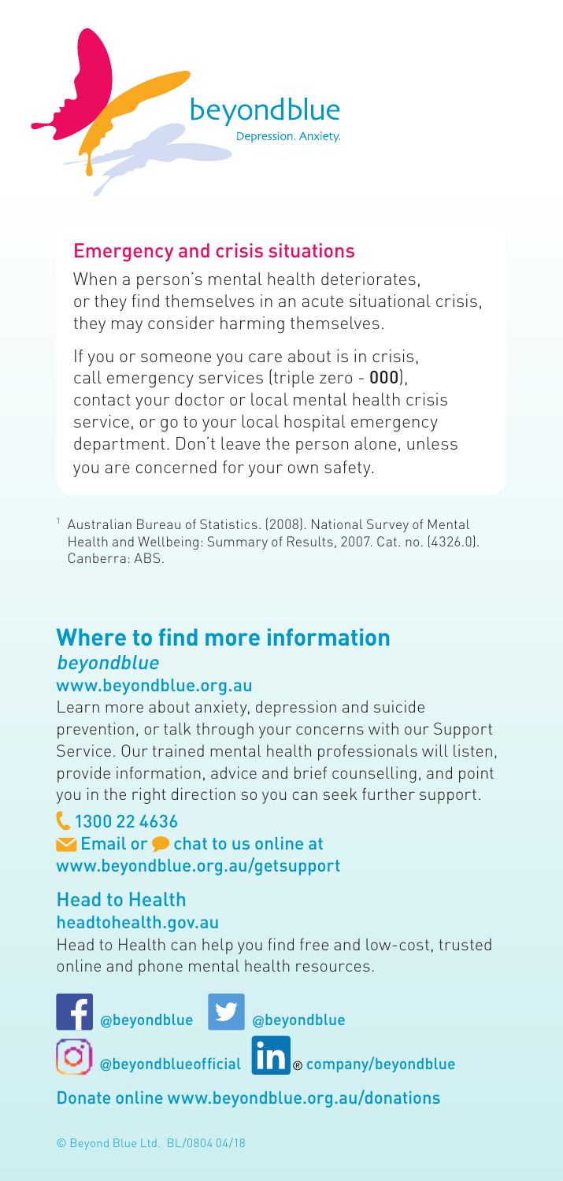beyondblue
Depression. Anxiety.

## Emergency and crisis situations

When a person's mental health deteriorates, or they find themselves in an acute situational crisis, they may consider harming themselves.

If you or someone you care about is in crisis, call emergency services (triple zero - **000**), contact your doctor or local mental health crisis service, or go to your local hospital emergency department. Don't leave the person alone, unless you are concerned for your own safety.

[1] Australian Bureau of Statistics. (2008). National Survey of Mental Health and Wellbeing: Summary of Results, 2007. Cat. no. (4326.0). Canberra: ABS.

## Where to find more information

### *beyondblue*

www.beyondblue.org.au

Learn more about anxiety, depression and suicide prevention, or talk through your concerns with our Support Service. Our trained mental health professionals will listen, provide information, advice and brief counselling, and point you in the right direction so you can seek further support.

1300 22 4636
Email or chat to us online at www.beyondblue.org.au/getsupport

### Head to Health

headtohealth.gov.au

Head to Health can help you find free and low-cost, trusted online and phone mental health resources.

@beyondblue
@beyondblue
@beyondblueofficial
company/beyondblue

Donate online www.beyondblue.org.au/donations

© Beyond Blue Ltd. BL/0804 04/18